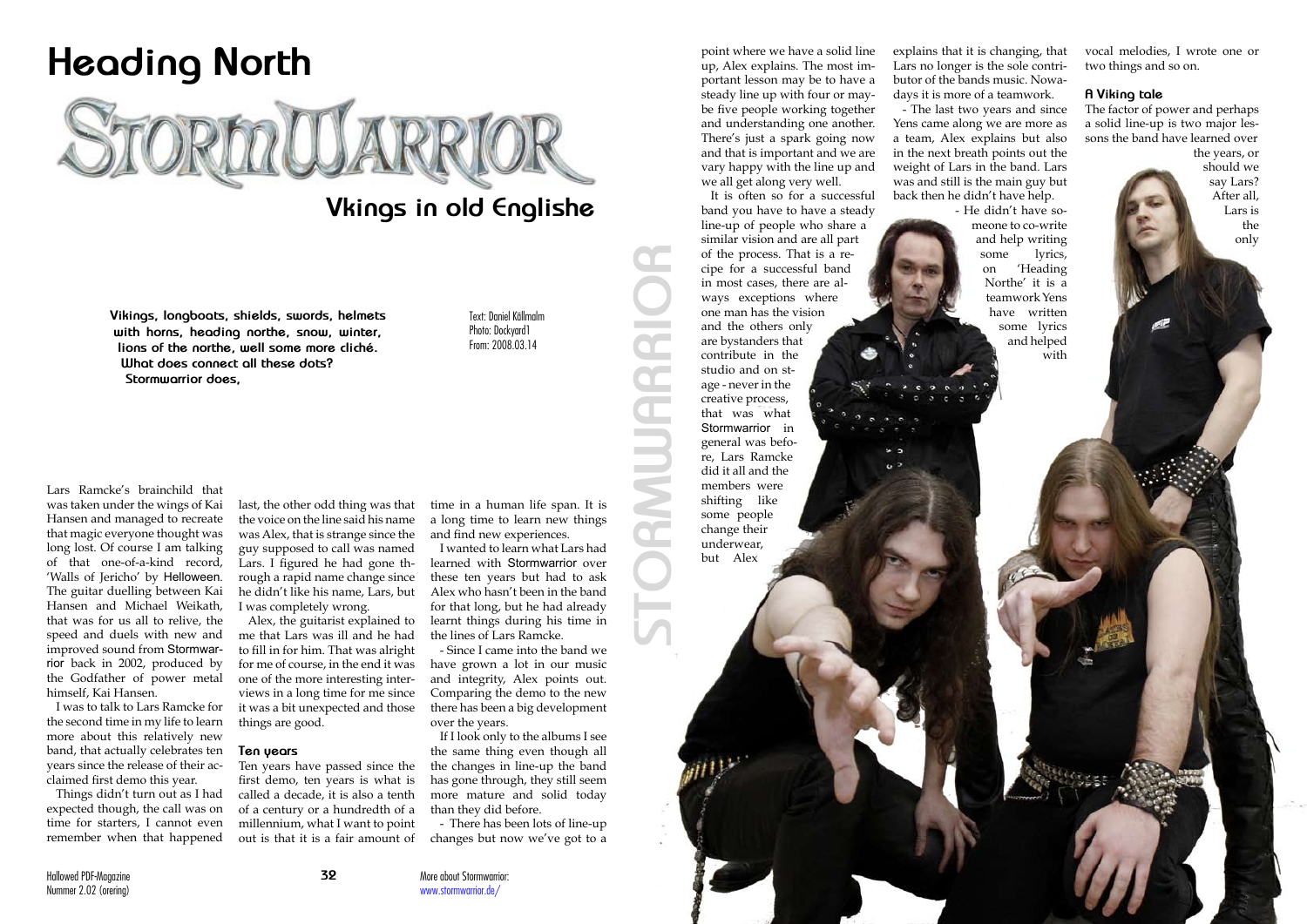# Heading North

## STORMWARRIOR

### Vkings in old Englishe

**Vikings, longboats, shields, swords, helmets with horns, heading northe, snow, winter, lions of the northe, well some more cliché. What does connect all these dots? Stormwarrior does,**

Text: Daniel Källmalm
Photo: Dockyard1
From: 2008.03.14

Lars Ramcke's brainchild that was taken under the wings of Kai Hansen and managed to recreate that magic everyone thought was long lost. Of course I am talking of that one-of-a-kind record, 'Walls of Jericho' by Helloween. The guitar duelling between Kai Hansen and Michael Weikath, that was for us all to relive, the speed and duels with new and improved sound from Stormwarrior back in 2002, produced by the Godfather of power metal himself, Kai Hansen.

I was to talk to Lars Ramcke for the second time in my life to learn more about this relatively new band, that actually celebrates ten years since the release of their acclaimed first demo this year.

Things didn't turn out as I had expected though, the call was on time for starters, I cannot even remember when that happened last, the other odd thing was that the voice on the line said his name was Alex, that is strange since the guy supposed to call was named Lars. I figured he had gone through a rapid name change since he didn't like his name, Lars, but I was completely wrong.

Alex, the guitarist explained to me that Lars was ill and he had to fill in for him. That was alright for me of course, in the end it was one of the more interesting interviews in a long time for me since it was a bit unexpected and those things are good.

#### Ten years

Ten years have passed since the first demo, ten years is what is called a decade, it is also a tenth of a century or a hundredth of a millennium, what I want to point out is that it is a fair amount of time in a human life span. It is a long time to learn new things and find new experiences.

I wanted to learn what Lars had learned with Stormwarrior over these ten years but had to ask Alex who hasn't been in the band for that long, but he had already learnt things during his time in the lines of Lars Ramcke.

- Since I came into the band we have grown a lot in our music and integrity, Alex points out. Comparing the demo to the new there has been a big development over the years.

If I look only to the albums I see the same thing even though all the changes in line-up the band has gone through, they still seem more mature and solid today than they did before.

- There has been lots of line-up changes but now we've got to a point where we have a solid line up, Alex explains. The most important lesson may be to have a steady line up with four or maybe five people working together and understanding one another. There's just a spark going now and that is important and we are vary happy with the line up and we all get along very well.

It is often so for a successful band you have to have a steady line-up of people who share a similar vision and are all part of the process. That is a recipe for a successful band in most cases, there are always exceptions where one man has the vision and the others only are bystanders that contribute in the studio and on stage - never in the creative process, that was what Stormwarrior in general was before, Lars Ramcke did it all and the members were shifting like some people change their underwear, but Alex explains that it is changing, that Lars no longer is the sole contributor of the bands music. Nowadays it is more of a teamwork.

- The last two years and since Yens came along we are more as a team, Alex explains but also in the next breath points out the weight of Lars in the band. Lars was and still is the main guy but back then he didn't have help.

- He didn't have someone to co-write and help writing some lyrics, on 'Heading Northe' it is a teamwork Yens have written some lyrics and helped with vocal melodies, I wrote one or two things and so on.

#### A Viking tale

The factor of power and perhaps a solid line-up is two major lessons the band have learned over the years, or should we say Lars? After all, Lars is the only

More about Stormwarrior: www.stormwarrior.de/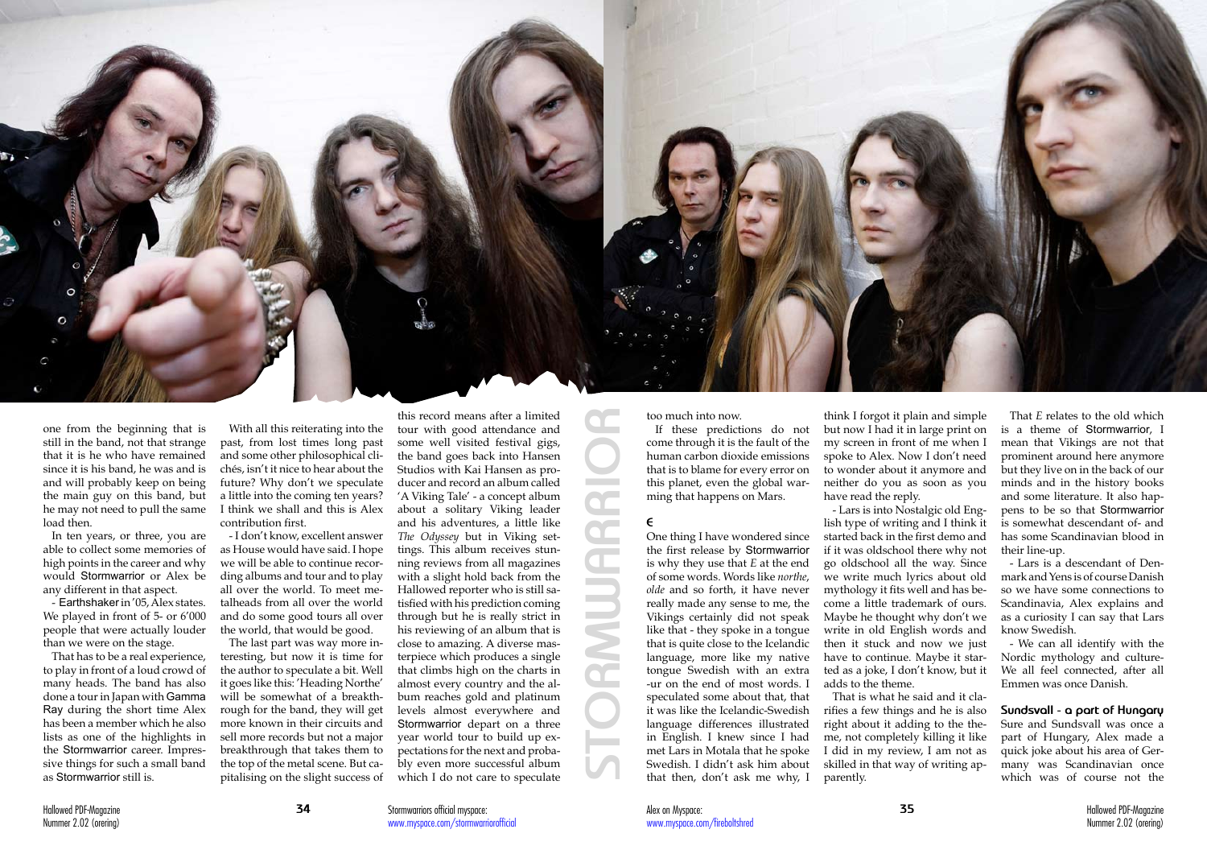one from the beginning that is still in the band, not that strange that it is he who have remained since it is his band, he was and is and will probably keep on being the main guy on this band, but he may not need to pull the same load then.

In ten years, or three, you are able to collect some memories of high points in the career and why would Stormwarrior or Alex be any different in that aspect.

- Earthshaker in '05, Alex states. We played in front of 5- or 6'000 people that were actually louder than we were on the stage.

That has to be a real experience, to play in front of a loud crowd of many heads. The band has also done a tour in Japan with Gamma Ray during the short time Alex has been a member which he also lists as one of the highlights in the Stormwarrior career. Impressive things for such a small band as Stormwarrior still is.

With all this reiterating into the past, from lost times long past and some other philosophical clichés, isn't it nice to hear about the future? Why don't we speculate a little into the coming ten years? I think we shall and this is Alex contribution first.

- I don't know, excellent answer as House would have said. I hope we will be able to continue recording albums and tour and to play all over the world. To meet metalheads from all over the world and do some good tours all over the world, that would be good.

The last part was way more interesting, but now it is time for the author to speculate a bit. Well it goes like this: 'Heading Northe' will be somewhat of a breakthrough for the band, they will get more known in their circuits and sell more records but not a major breakthrough that takes them to the top of the metal scene. But capitalising on the slight success of this record means after a limited tour with good attendance and some well visited festival gigs, the band goes back into Hansen Studios with Kai Hansen as producer and record an album called 'A Viking Tale' - a concept album about a solitary Viking leader and his adventures, a little like *The Odyssey* but in Viking settings. This album receives stunning reviews from all magazines with a slight hold back from the Hallowed reporter who is still satisfied with his prediction coming through but he is really strict in his reviewing of an album that is close to amazing. A diverse masterpiece which produces a single that climbs high on the charts in almost every country and the album reaches gold and platinum levels almost everywhere and Stormwarrior depart on a three year world tour to build up expectations for the next and probably even more successful album which I do not care to speculate too much into now.

If these predictions do not come through it is the fault of the human carbon dioxide emissions that is to blame for every error on this planet, even the global warming that happens on Mars.

## E

One thing I have wondered since the first release by Stormwarrior is why they use that *E* at the end of some words. Words like *northe*, *olde* and so forth, it have never really made any sense to me, the Vikings certainly did not speak like that - they spoke in a tongue that is quite close to the Icelandic language, more like my native tongue Swedish with an extra -ur on the end of most words. I speculated some about that, that it was like the Icelandic-Swedish language differences illustrated in English. I knew since I had met Lars in Motala that he spoke Swedish. I didn't ask him about that then, don't ask me why, I think I forgot it plain and simple but now I had it in large print on my screen in front of me when I spoke to Alex. Now I don't need to wonder about it anymore and neither do you as soon as you have read the reply.

- Lars is into Nostalgic old English type of writing and I think it started back in the first demo and if it was oldschool there why not go oldschool all the way. Since we write much lyrics about old mythology it fits well and has become a little trademark of ours. Maybe he thought why don't we write in old English words and then it stuck and now we just have to continue. Maybe it started as a joke, I don't know, but it adds to the theme.

That is what he said and it clarifies a few things and he is also right about it adding to the theme, not completely killing it like I did in my review, I am not as skilled in that way of writing apparently.

That *E* relates to the old which is a theme of Stormwarrior, I mean that Vikings are not that prominent around here anymore but they live on in the back of our minds and in the history books and some literature. It also happens to be so that Stormwarrior is somewhat descendant of- and has some Scandinavian blood in their line-up.

- Lars is a descendant of Denmark and Yens is of course Danish so we have some connections to Scandinavia, Alex explains and as a curiosity I can say that Lars know Swedish.

- We can all identify with the Nordic mythology and culture- We all feel connected, after all Emmen was once Danish.

## Sundsvall - a part of Hungary

Sure and Sundsvall was once a part of Hungary, Alex made a quick joke about his area of Germany was Scandinavian once which was of course not the

Stormwarriors official myspace: www.myspace.com/stormwarriorofficial

Alex on Myspace: www.myspace.com/fireboltshred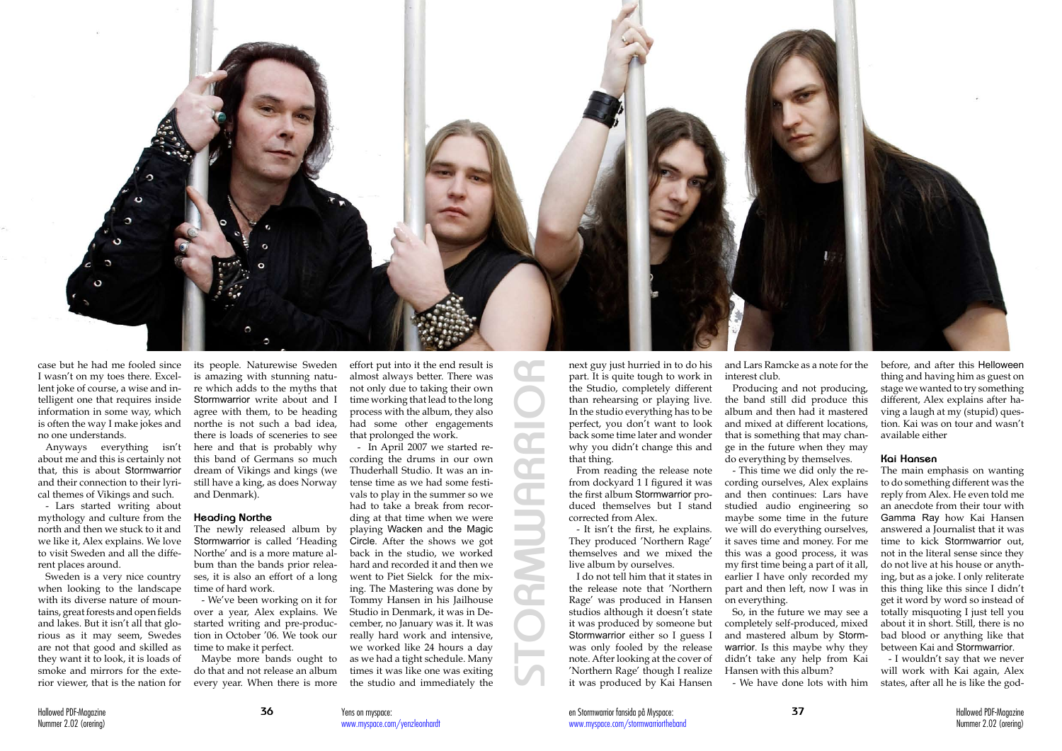case but he had me fooled since I wasn't on my toes there. Excellent joke of course, a wise and intelligent one that requires inside information in some way, which is often the way I make jokes and no one understands.

Anyways everything isn't about me and this is certainly not that, this is about Stormwarrior and their connection to their lyrical themes of Vikings and such.

- Lars started writing about mythology and culture from the north and then we stuck to it and we like it, Alex explains. We love to visit Sweden and all the different places around.

Sweden is a very nice country when looking to the landscape with its diverse nature of mountains, great forests and open fields and lakes. But it isn't all that glorious as it may seem, Swedes are not that good and skilled as they want it to look, it is loads of smoke and mirrors for the exterior viewer, that is the nation for its people. Naturewise Sweden is amazing with stunning nature which adds to the myths that Stormwarrior write about and I agree with them, to be heading northe is not such a bad idea, there is loads of sceneries to see here and that is probably why this band of Germans so much dream of Vikings and kings (we still have a king, as does Norway and Denmark).

### Heading Northe

The newly released album by Stormwarrior is called 'Heading Northe' and is a more mature album than the bands prior releases, it is also an effort of a long time of hard work.

- We've been working on it for over a year, Alex explains. We started writing and pre-production in October '06. We took our time to make it perfect.

Maybe more bands ought to do that and not release an album every year. When there is more effort put into it the end result is almost always better. There was not only due to taking their own time working that lead to the long process with the album, they also had some other engagements that prolonged the work.

- In April 2007 we started recording the drums in our own Thuderhall Studio. It was an intense time as we had some festivals to play in the summer so we had to take a break from recording at that time when we were playing Wacken and the Magic Circle. After the shows we got back in the studio, we worked hard and recorded it and then we went to Piet Sielck for the mixing. The Mastering was done by Tommy Hansen in his Jailhouse Studio in Denmark, it was in December, no January was it. It was really hard work and intensive, we worked like 24 hours a day as we had a tight schedule. Many times it was like one was exiting the studio and immediately the next guy just hurried in to do his part. It is quite tough to work in the Studio, completely different than rehearsing or playing live. In the studio everything has to be perfect, you don't want to look back some time later and wonder why you didn't change this and that thing.

From reading the release note from dockyard 1 I figured it was the first album Stormwarrior produced themselves but I stand corrected from Alex.

- It isn't the first, he explains. They produced 'Northern Rage' themselves and we mixed the live album by ourselves.

I do not tell him that it states in the release note that 'Northern Rage' was produced in Hansen studios although it doesn't state it was produced by someone but Stormwarrior either so I guess I was only fooled by the release note. After looking at the cover of 'Northern Rage' though I realize it was produced by Kai Hansen and Lars Ramcke as a note for the interest club.

Producing and not producing, the band still did produce this album and then had it mastered and mixed at different locations, that is something that may change in the future when they may do everything by themselves.

- This time we did only the recording ourselves, Alex explains and then continues: Lars have studied audio engineering so maybe some time in the future we will do everything ourselves, it saves time and money. For me this was a good process, it was my first time being a part of it all, earlier I have only recorded my part and then left, now I was in on everything.

So, in the future we may see a completely self-produced, mixed and mastered album by Stormwarrior. Is this maybe why they didn't take any help from Kai Hansen with this album?

- We have done lots with him before, and after this Helloween thing and having him as guest on stage we wanted to try something different, Alex explains after having a laugh at my (stupid) question. Kai was on tour and wasn't available either

### Kai Hansen

The main emphasis on wanting to do something different was the reply from Alex. He even told me an anecdote from their tour with Gamma Ray how Kai Hansen answered a Journalist that it was time to kick Stormwarrior out, not in the literal sense since they do not live at his house or anything, but as a joke. I only reiterate this thing like this since I didn't get it word by word so instead of totally misquoting I just tell you about it in short. Still, there is no bad blood or anything like that between Kai and Stormwarrior.

- I wouldn't say that we never will work with Kai again, Alex states, after all he is like the god-

Yens on myspace: www.myspace.com/yenzleonhardt

en Stormwarrior fansida på Myspace: www.myspace.com/stormwarriortheband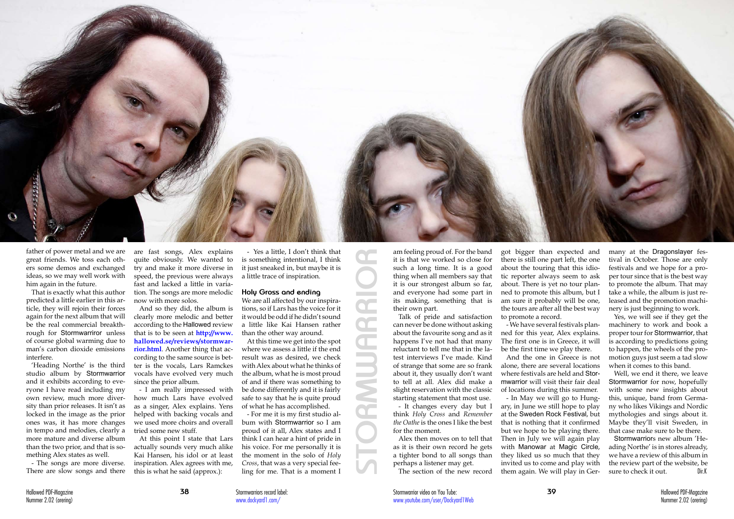father of power metal and we are great friends. We toss each others some demos and exchanged ideas, so we may well work with him again in the future.

That is exactly what this author predicted a little earlier in this article, they will rejoin their forces again for the next album that will be the real commercial breakthrough for Stormwarrior unless of course global warming due to man's carbon dioxide emissions interfere.

'Heading Northe' is the third studio album by Stormwarrior and it exhibits according to everyone I have read including my own review, much more diversity than prior releases. It isn't as locked in the image as the prior ones was, it has more changes in tempo and melodies, clearly a more mature and diverse album than the two prior, and that is something Alex states as well.

- The songs are more diverse. There are slow songs and there are fast songs, Alex explains quite obviously. We wanted to try and make it more diverse in speed, the previous were always fast and lacked a little in variation. The songs are more melodic now with more solos.

And so they did, the album is clearly more melodic and better according to the Hallowed review that is to be seen at **http://www.hallowed.se/reviews/stormwarrior.html**. Another thing that according to the same source is better is the vocals, Lars Ramckes vocals have evolved very much since the prior album.

- I am really impressed with how much Lars have evolved as a singer, Alex explains. Yens helped with backing vocals and we used more choirs and overall tried some new stuff.

At this point I state that Lars actually sounds very much alike Kai Hansen, his idol or at least inspiration. Alex agrees with me, this is what he said (approx.):

- Yes a little, I don't think that is something intentional, I think it just sneaked in, but maybe it is a little trace of inspiration.

### Holy Gross and ending

We are all affected by our inspirations, so if Lars has the voice for it it would be odd if he didn't sound a little like Kai Hansen rather than the other way around.

At this time we get into the spot where we assess a little if the end result was as desired, we check with Alex about what he thinks of the album, what he is most proud of and if there was something to be done differently and it is fairly safe to say that he is quite proud of what he has accomplished.

- For me it is my first studio album with Stormwarrior so I am proud of it all, Alex states and I think I can hear a hint of pride in his voice. For me personally it is the moment in the solo of *Holy Cross*, that was a very special feeling for me. That is a moment I am feeling proud of. For the band it is that we worked so close for such a long time. It is a good thing when all members say that it is our strongest album so far, and everyone had some part in its making, something that is their own part.

Talk of pride and satisfaction can never be done without asking about the favourite song and as it happens I've not had that many reluctant to tell me that in the latest interviews I've made. Kind of strange that some are so frank about it, they usually don't want to tell at all. Alex did make a slight reservation with the classic starting statement that most use.

- It changes every day but I think *Holy Cross* and *Remember the Oathe* is the ones I like the best for the moment.

Alex then moves on to tell that as it is their own record he gets a tighter bond to all songs than perhaps a listener may get.

The section of the new record got bigger than expected and there is still one part left, the one about the touring that this idiotic reporter always seem to ask about. There is yet no tour planned to promote this album, but I am sure it probably will be one, the tours are after all the best way to promote a record.

- We have several festivals planned for this year, Alex explains. The first one is in Greece, it will be the first time we play there.

And the one in Greece is not alone, there are several locations where festivals are held and Stormwarrior will visit their fair deal of locations during this summer.

- In May we will go to Hungary, in June we still hope to play at the Sweden Rock Festival, but that is nothing that it confirmed but we hope to be playing there. Then in July we will again play with Manowar at Magic Circle, they liked us so much that they invited us to come and play with them again. We will play in Germany at the Dragonslayer festival in October. Those are only festivals and we hope for a proper tour since that is the best way to promote the album. That may take a while, the album is just released and the promotion machinery is just beginning to work.

Yes, we will see if they get the machinery to work and book a proper tour for Stormwarrior, that is according to predictions going to happen, the wheels of the promotion guys just seem a tad slow when it comes to this band.

Well, we end it there, we leave Stormwarrior for now, hopefully with some new insights about this, unique, band from Germany who likes Vikings and Nordic mythologies and sings about it. Maybe they'll visit Sweden, in that case make sure to be there.

Stormwarriors new album 'Heading Northe' is in stores already, we have a review of this album in the review part of the website, be sure to check it out. Dir.K

Stormwarriors record label:
www.dockyard1.com/

Stormwarrior video on You Tube:
www.youtube.com/user/Dockyard1Web